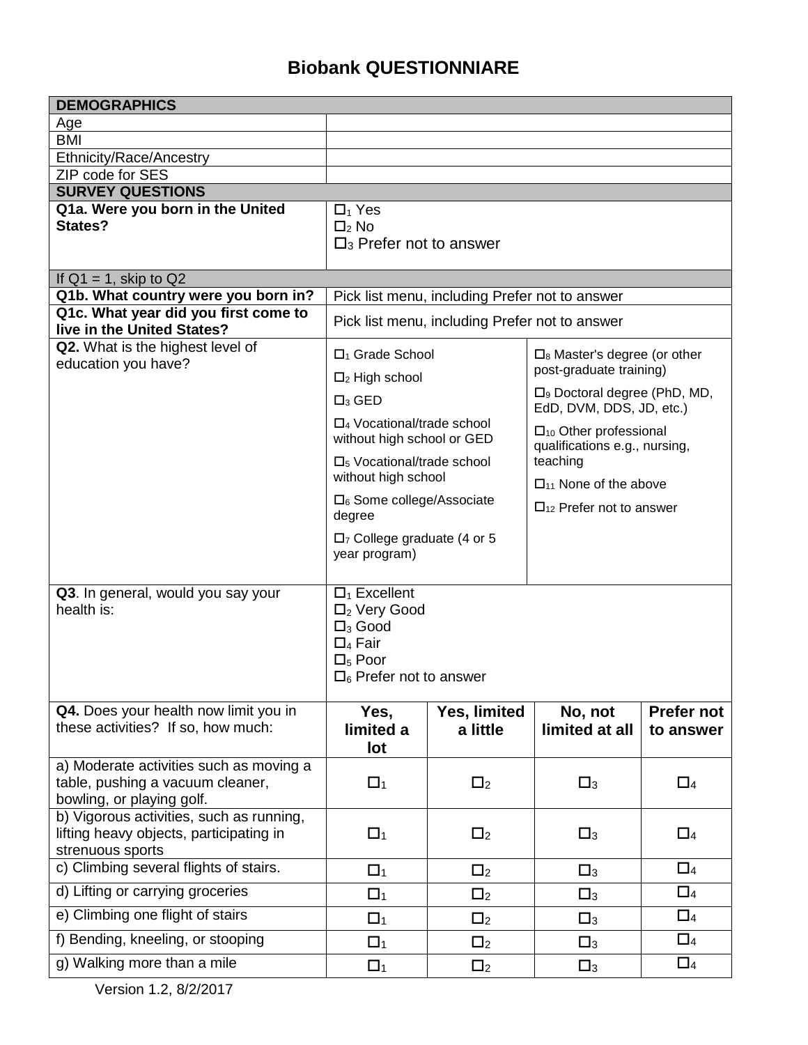# Biobank QUESTIONNIARE

| DEMOGRAPHICS | |
|---|---|
| Age | |
| BMI | |
| Ethnicity/Race/Ancestry | |
| ZIP code for SES | |
| **SURVEY QUESTIONS** | |
| **Q1a. Were you born in the United States?** | ☐1 Yes<br>☐2 No<br>☐3 Prefer not to answer |
| If Q1 = 1, skip to Q2 | |
| **Q1b. What country were you born in?** | Pick list menu, including Prefer not to answer |
| **Q1c. What year did you first come to live in the United States?** | Pick list menu, including Prefer not to answer |
| **Q2.** What is the highest level of education you have? | ☐1 Grade School<br>☐2 High school<br>☐3 GED<br>☐4 Vocational/trade school without high school or GED<br>☐5 Vocational/trade school without high school<br>☐6 Some college/Associate degree<br>☐7 College graduate (4 or 5 year program)<br>☐8 Master's degree (or other post-graduate training)<br>☐9 Doctoral degree (PhD, MD, EdD, DVM, DDS, JD, etc.)<br>☐10 Other professional qualifications e.g., nursing, teaching<br>☐11 None of the above<br>☐12 Prefer not to answer |
| **Q3**. In general, would you say your health is: | ☐1 Excellent<br>☐2 Very Good<br>☐3 Good<br>☐4 Fair<br>☐5 Poor<br>☐6 Prefer not to answer |

| **Q4.** Does your health now limit you in these activities? If so, how much: | **Yes, limited a lot** | **Yes, limited a little** | **No, not limited at all** | **Prefer not to answer** |
|---|---|---|---|---|
| a) Moderate activities such as moving a table, pushing a vacuum cleaner, bowling, or playing golf. | ☐1 | ☐2 | ☐3 | ☐4 |
| b) Vigorous activities, such as running, lifting heavy objects, participating in strenuous sports | ☐1 | ☐2 | ☐3 | ☐4 |
| c) Climbing several flights of stairs. | ☐1 | ☐2 | ☐3 | ☐4 |
| d) Lifting or carrying groceries | ☐1 | ☐2 | ☐3 | ☐4 |
| e) Climbing one flight of stairs | ☐1 | ☐2 | ☐3 | ☐4 |
| f) Bending, kneeling, or stooping | ☐1 | ☐2 | ☐3 | ☐4 |
| g) Walking more than a mile | ☐1 | ☐2 | ☐3 | ☐4 |

Version 1.2, 8/2/2017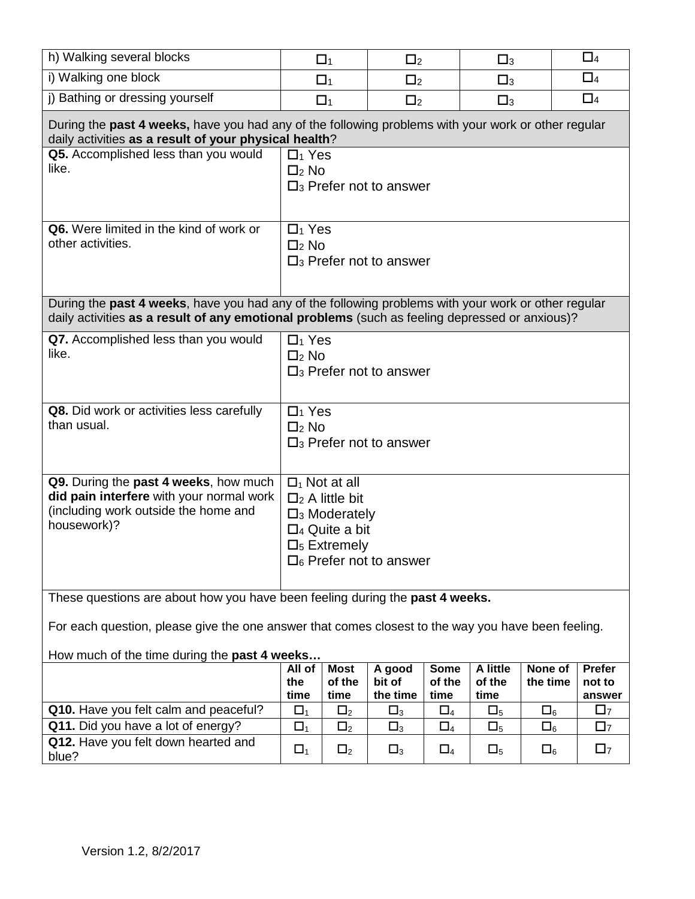| h) Walking several blocks | ☐1 | ☐2 | ☐3 | ☐4 |
|---|---|---|---|---|
| i) Walking one block | ☐1 | ☐2 | ☐3 | ☐4 |
| j) Bathing or dressing yourself | ☐1 | ☐2 | ☐3 | ☐4 |

During the **past 4 weeks,** have you had any of the following problems with your work or other regular daily activities **as a result of your physical health**?

| | |
|---|---|
| **Q5.** Accomplished less than you would like. | ☐1 Yes<br>☐2 No<br>☐3 Prefer not to answer |
| **Q6.** Were limited in the kind of work or other activities. | ☐1 Yes<br>☐2 No<br>☐3 Prefer not to answer |

During the **past 4 weeks**, have you had any of the following problems with your work or other regular daily activities **as a result of any emotional problems** (such as feeling depressed or anxious)?

| | |
|---|---|
| **Q7.** Accomplished less than you would like. | ☐1 Yes<br>☐2 No<br>☐3 Prefer not to answer |
| **Q8.** Did work or activities less carefully than usual. | ☐1 Yes<br>☐2 No<br>☐3 Prefer not to answer |
| **Q9.** During the **past 4 weeks**, how much **did pain interfere** with your normal work (including work outside the home and housework)? | ☐1 Not at all<br>☐2 A little bit<br>☐3 Moderately<br>☐4 Quite a bit<br>☐5 Extremely<br>☐6 Prefer not to answer |

These questions are about how you have been feeling during the **past 4 weeks.**

For each question, please give the one answer that comes closest to the way you have been feeling.

How much of the time during the **past 4 weeks…**

| | **All of the time** | **Most of the time** | **A good bit of the time** | **Some of the time** | **A little of the time** | **None of the time** | **Prefer not to answer** |
|---|---|---|---|---|---|---|---|
| **Q10.** Have you felt calm and peaceful? | ☐1 | ☐2 | ☐3 | ☐4 | ☐5 | ☐6 | ☐7 |
| **Q11.** Did you have a lot of energy? | ☐1 | ☐2 | ☐3 | ☐4 | ☐5 | ☐6 | ☐7 |
| **Q12.** Have you felt down hearted and blue? | ☐1 | ☐2 | ☐3 | ☐4 | ☐5 | ☐6 | ☐7 |

Version 1.2, 8/2/2017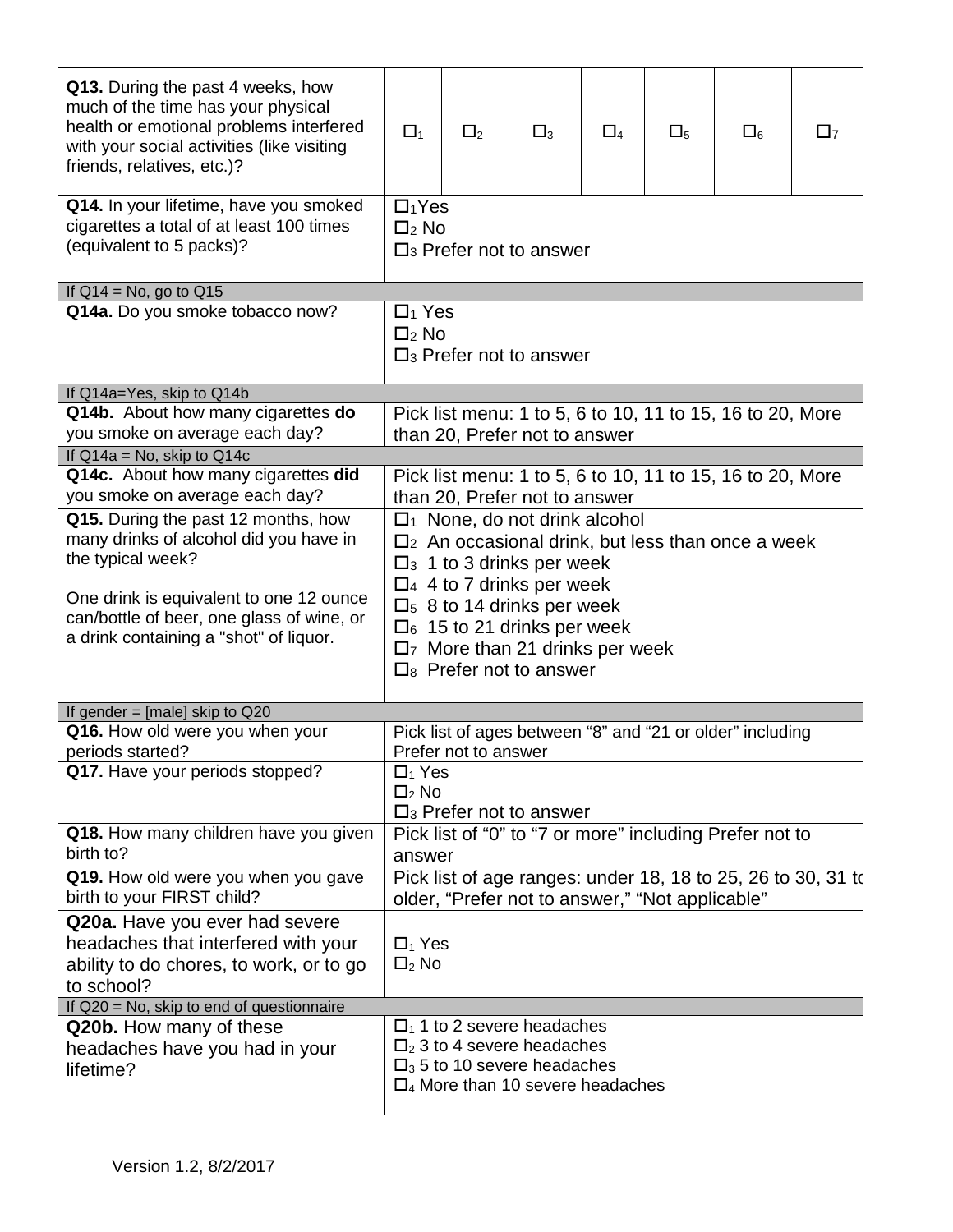| | | | | | | | |
|---|---|---|---|---|---|---|---|
| **Q13.** During the past 4 weeks, how much of the time has your physical health or emotional problems interfered with your social activities (like visiting friends, relatives, etc.)? | ☐1 | ☐2 | ☐3 | ☐4 | ☐5 | ☐6 | ☐7 |
| **Q14.** In your lifetime, have you smoked cigarettes a total of at least 100 times (equivalent to 5 packs)? | ☐1 Yes<br>☐2 No<br>☐3 Prefer not to answer | | | | | | |
| If Q14 = No, go to Q15 | | | | | | | |
| **Q14a.** Do you smoke tobacco now? | ☐1 Yes<br>☐2 No<br>☐3 Prefer not to answer | | | | | | |
| If Q14a=Yes, skip to Q14b | | | | | | | |
| **Q14b.** About how many cigarettes **do** you smoke on average each day? | Pick list menu: 1 to 5, 6 to 10, 11 to 15, 16 to 20, More than 20, Prefer not to answer | | | | | | |
| If Q14a = No, skip to Q14c | | | | | | | |
| **Q14c.** About how many cigarettes **did** you smoke on average each day? | Pick list menu: 1 to 5, 6 to 10, 11 to 15, 16 to 20, More than 20, Prefer not to answer | | | | | | |
| **Q15.** During the past 12 months, how many drinks of alcohol did you have in the typical week?<br><br>One drink is equivalent to one 12 ounce can/bottle of beer, one glass of wine, or a drink containing a "shot" of liquor. | ☐1 None, do not drink alcohol<br>☐2 An occasional drink, but less than once a week<br>☐3 1 to 3 drinks per week<br>☐4 4 to 7 drinks per week<br>☐5 8 to 14 drinks per week<br>☐6 15 to 21 drinks per week<br>☐7 More than 21 drinks per week<br>☐8 Prefer not to answer | | | | | | |
| If gender = [male] skip to Q20 | | | | | | | |
| **Q16.** How old were you when your periods started? | Pick list of ages between "8" and "21 or older" including Prefer not to answer | | | | | | |
| **Q17.** Have your periods stopped? | ☐1 Yes<br>☐2 No<br>☐3 Prefer not to answer | | | | | | |
| **Q18.** How many children have you given birth to? | Pick list of "0" to "7 or more" including Prefer not to answer | | | | | | |
| **Q19.** How old were you when you gave birth to your FIRST child? | Pick list of age ranges: under 18, 18 to 25, 26 to 30, 31 to older, "Prefer not to answer," "Not applicable" | | | | | | |
| **Q20a.** Have you ever had severe headaches that interfered with your ability to do chores, to work, or to go to school? | ☐1 Yes<br>☐2 No | | | | | | |
| If Q20 = No, skip to end of questionnaire | | | | | | | |
| **Q20b.** How many of these headaches have you had in your lifetime? | ☐1 1 to 2 severe headaches<br>☐2 3 to 4 severe headaches<br>☐3 5 to 10 severe headaches<br>☐4 More than 10 severe headaches | | | | | | |

Version 1.2, 8/2/2017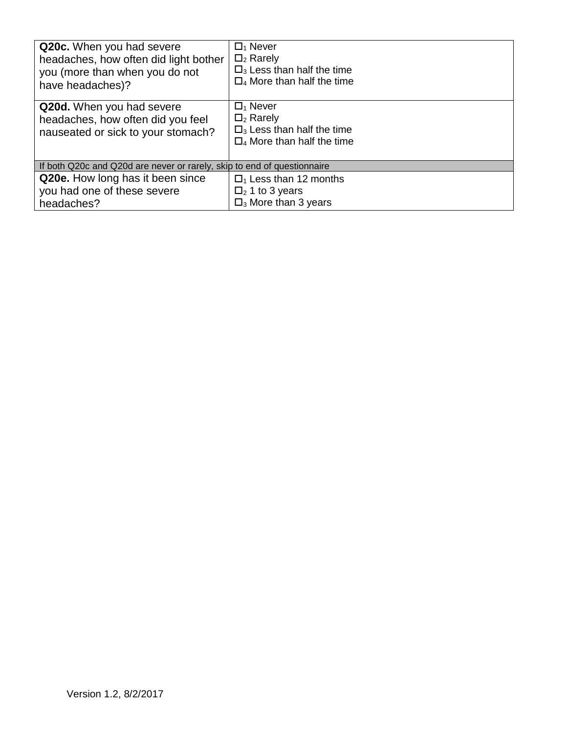| | |
|---|---|
| **Q20c.** When you had severe headaches, how often did light bother you (more than when you do not have headaches)? | ☐$_1$ Never<br>☐$_2$ Rarely<br>☐$_3$ Less than half the time<br>☐$_4$ More than half the time |
| **Q20d.** When you had severe headaches, how often did you feel nauseated or sick to your stomach? | ☐$_1$ Never<br>☐$_2$ Rarely<br>☐$_3$ Less than half the time<br>☐$_4$ More than half the time |
| If both Q20c and Q20d are never or rarely, skip to end of questionnaire | |
| **Q20e.** How long has it been since you had one of these severe headaches? | ☐$_1$ Less than 12 months<br>☐$_2$ 1 to 3 years<br>☐$_3$ More than 3 years |

Version 1.2, 8/2/2017